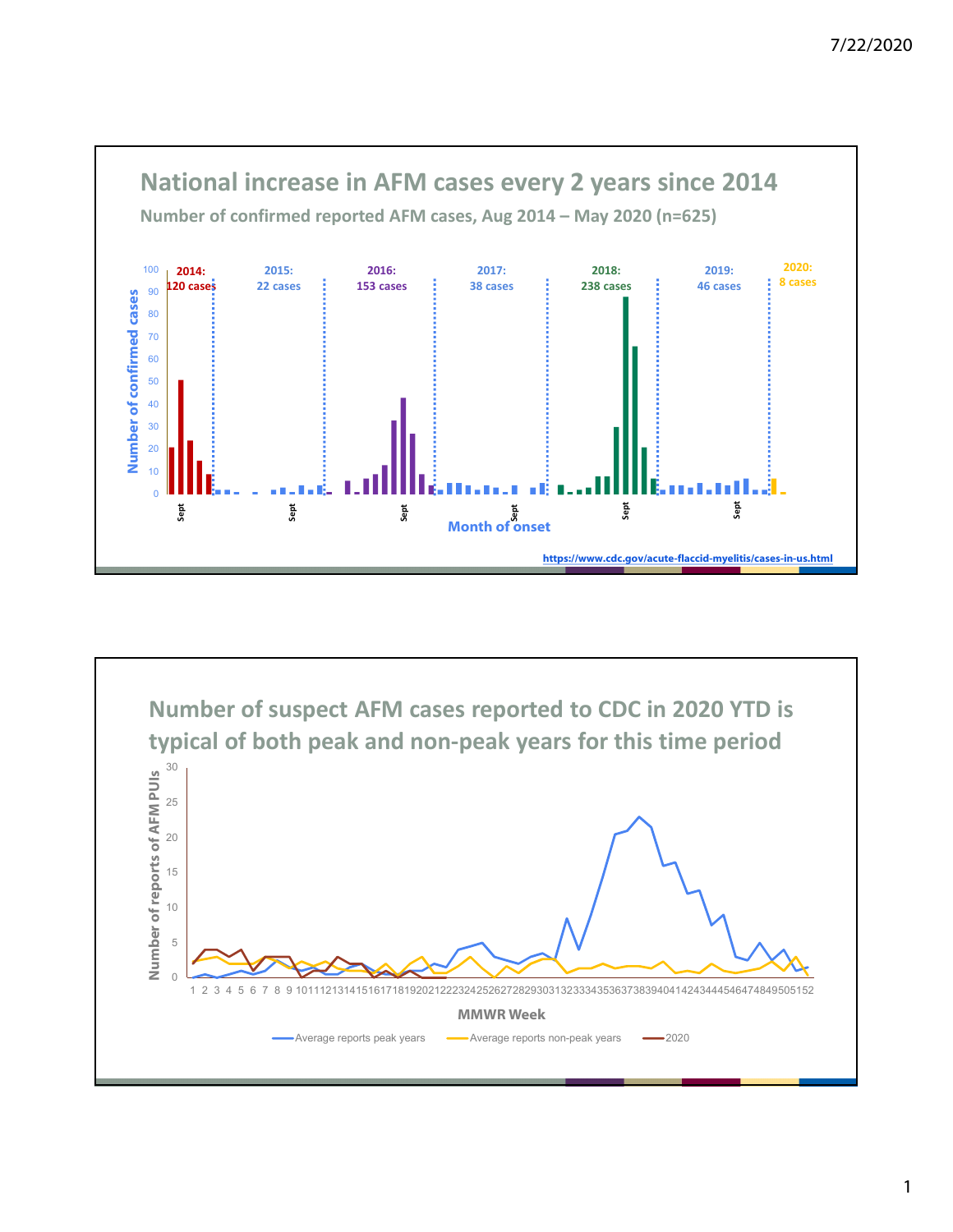## National increase in AFM cases every 2 years since 2014

**Number of confirmed reported AFM cases, Aug 2014 – May 2020 (n=625)**

2014: 120 cases | 2015: 22 cases | 2016: 153 cases | 2017: 38 cases | 2018: 238 cases | 2019: 46 cases | 2020: 8 cases

Number of confirmed cases

Month of onset

https://www.cdc.gov/acute-flaccid-myelitis/cases-in-us.html

## Number of suspect AFM cases reported to CDC in 2020 YTD is typical of both peak and non-peak years for this time period

Number of reports of AFM PUIs

MMWR Week

Average reports peak years — Average reports non-peak years — 2020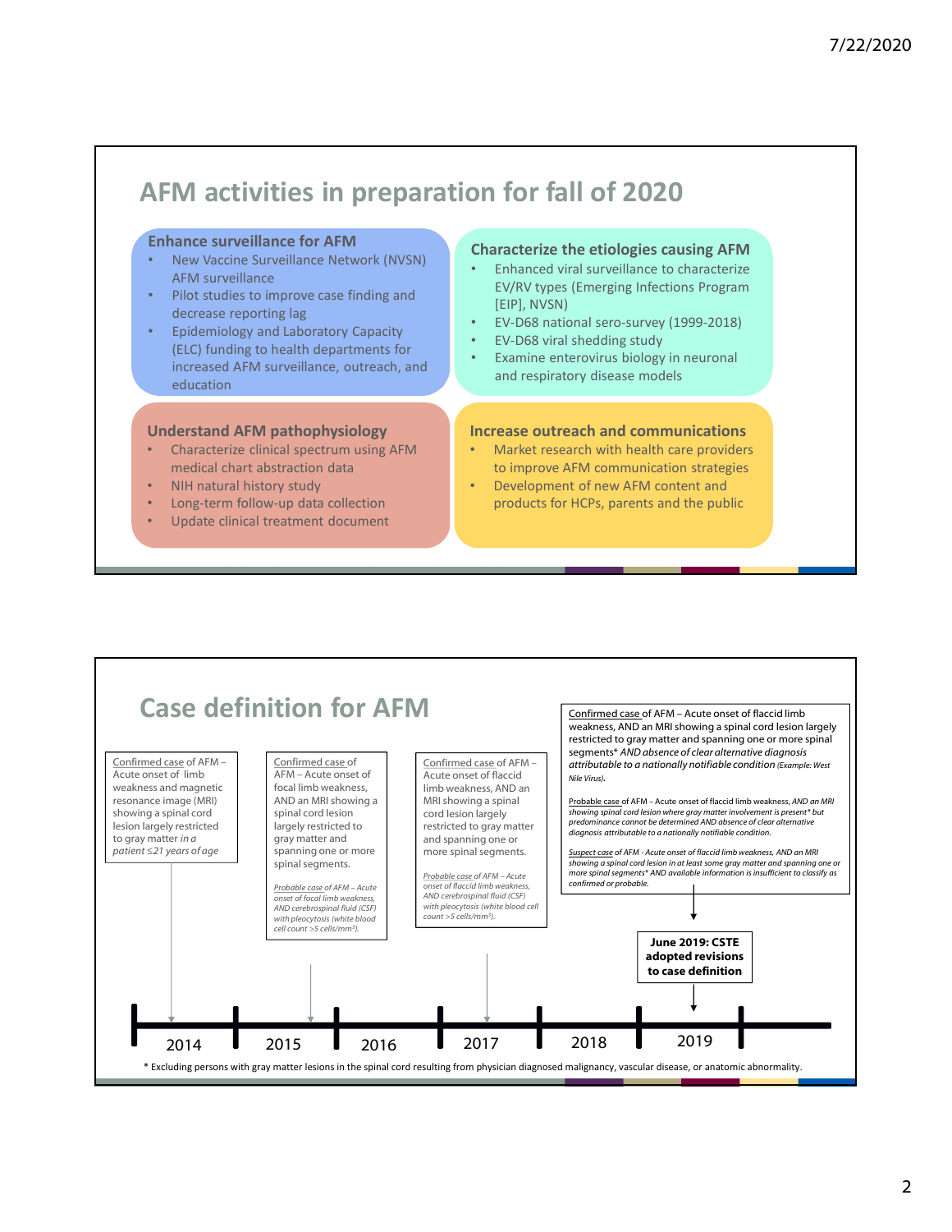## AFM activities in preparation for fall of 2020

**Enhance surveillance for AFM**

- New Vaccine Surveillance Network (NVSN) AFM surveillance
- Pilot studies to improve case finding and decrease reporting lag
- Epidemiology and Laboratory Capacity (ELC) funding to health departments for increased AFM surveillance, outreach, and education

**Characterize the etiologies causing AFM**

- Enhanced viral surveillance to characterize EV/RV types (Emerging Infections Program [EIP], NVSN)
- EV-D68 national sero-survey (1999-2018)
- EV-D68 viral shedding study
- Examine enterovirus biology in neuronal and respiratory disease models

**Understand AFM pathophysiology**

- Characterize clinical spectrum using AFM medical chart abstraction data
- NIH natural history study
- Long-term follow-up data collection
- Update clinical treatment document

**Increase outreach and communications**

- Market research with health care providers to improve AFM communication strategies
- Development of new AFM content and products for HCPs, parents and the public

## Case definition for AFM

**2014**

Confirmed case of AFM – Acute onset of limb weakness and magnetic resonance image (MRI) showing a spinal cord lesion largely restricted to gray matter *in a patient ≤21 years of age*

**2015**

Confirmed case of AFM – Acute onset of focal limb weakness, AND an MRI showing a spinal cord lesion largely restricted to gray matter and spanning one or more spinal segments.

*Probable case of AFM – Acute onset of focal limb weakness, AND cerebrospinal fluid (CSF) with pleocytosis (white blood cell count >5 cells/mm³).*

**2017**

Confirmed case of AFM – Acute onset of flaccid limb weakness, AND an MRI showing a spinal cord lesion largely restricted to gray matter and spanning one or more spinal segments.

*Probable case of AFM – Acute onset of flaccid limb weakness, AND cerebrospinal fluid (CSF) with pleocytosis (white blood cell count >5 cells/mm³).*

**2019**

Confirmed case of AFM – Acute onset of flaccid limb weakness, AND an MRI showing a spinal cord lesion largely restricted to gray matter and spanning one or more spinal segments* *AND absence of clear alternative diagnosis attributable to a nationally notifiable condition (Example: West Nile Virus).*

Probable case of AFM – Acute onset of flaccid limb weakness, *AND an MRI showing spinal cord lesion where gray matter involvement is present* but predominance cannot be determined AND absence of clear alternative diagnosis attributable to a nationally notifiable condition.*

*Suspect case of AFM - Acute onset of flaccid limb weakness, AND an MRI showing a spinal cord lesion in at least some gray matter and spanning one or more spinal segments* AND available information is insufficient to classify as confirmed or probable.*

**June 2019: CSTE adopted revisions to case definition**

2014 | 2015 | 2016 | 2017 | 2018 | 2019

* Excluding persons with gray matter lesions in the spinal cord resulting from physician diagnosed malignancy, vascular disease, or anatomic abnormality.